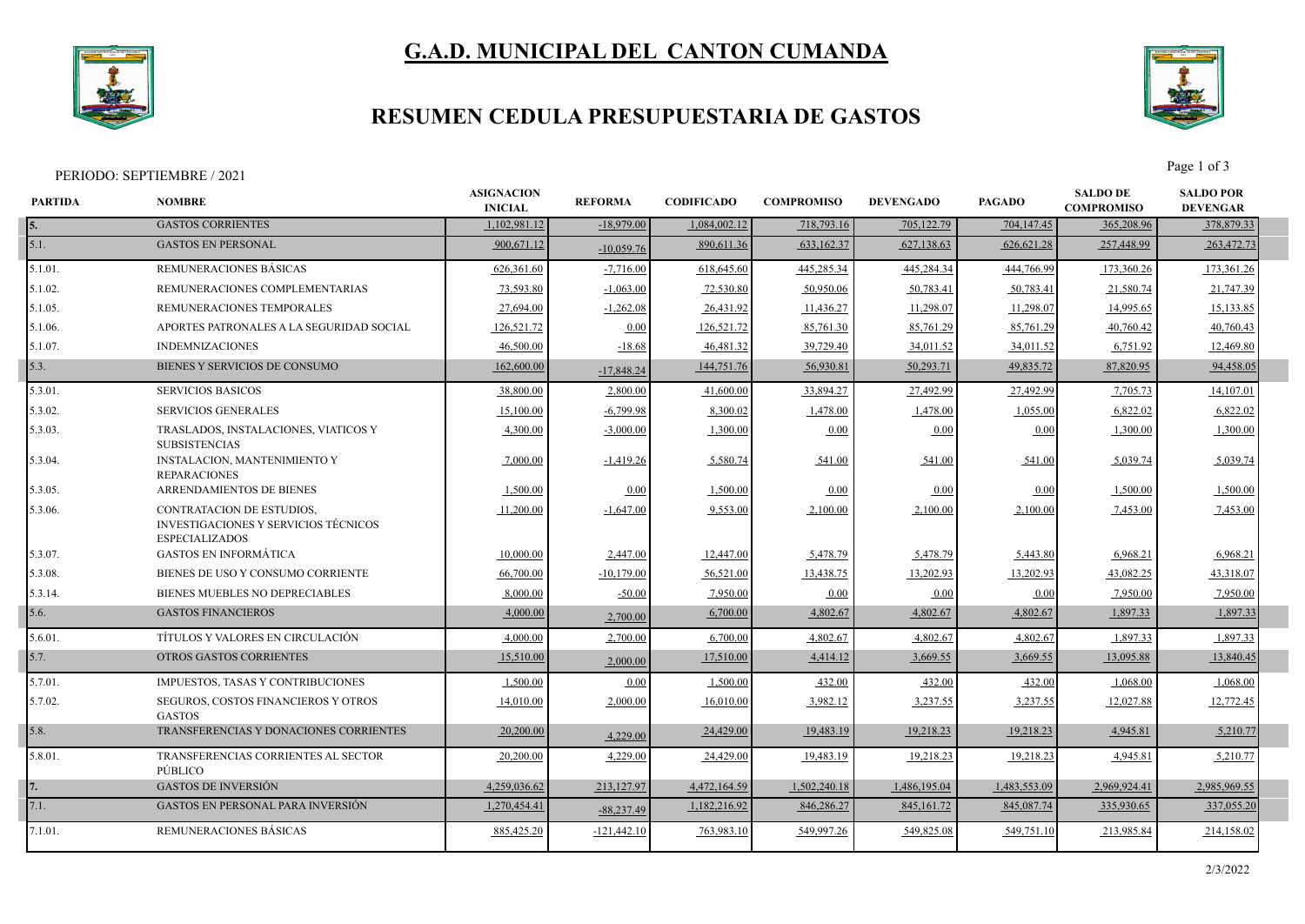# G.A.D. MUNICIPAL DEL CANTON CUMANDA

## RESUMEN CEDULA PRESUPUESTARIA DE GASTOS

PERIODO: SEPTIEMBRE / 2021

| PARTIDA | NOMBRE | ASIGNACION INICIAL | REFORMA | CODIFICADO | COMPROMISO | DEVENGADO | PAGADO | SALDO DE COMPROMISO | SALDO POR DEVENGAR |
|---|---|---|---|---|---|---|---|---|---|
| 5. | GASTOS CORRIENTES | 1,102,981.12 | -18,979.00 | 1,084,002.12 | 718,793.16 | 705,122.79 | 704,147.45 | 365,208.96 | 378,879.33 |
| 5.1. | GASTOS EN PERSONAL | 900,671.12 | -10,059.76 | 890,611.36 | 633,162.37 | 627,138.63 | 626,621.28 | 257,448.99 | 263,472.73 |
| 5.1.01. | REMUNERACIONES BÁSICAS | 626,361.60 | -7,716.00 | 618,645.60 | 445,285.34 | 445,284.34 | 444,766.99 | 173,360.26 | 173,361.26 |
| 5.1.02. | REMUNERACIONES COMPLEMENTARIAS | 73,593.80 | -1,063.00 | 72,530.80 | 50,950.06 | 50,783.41 | 50,783.41 | 21,580.74 | 21,747.39 |
| 5.1.05. | REMUNERACIONES TEMPORALES | 27,694.00 | -1,262.08 | 26,431.92 | 11,436.27 | 11,298.07 | 11,298.07 | 14,995.65 | 15,133.85 |
| 5.1.06. | APORTES PATRONALES A LA SEGURIDAD SOCIAL | 126,521.72 | 0.00 | 126,521.72 | 85,761.30 | 85,761.29 | 85,761.29 | 40,760.42 | 40,760.43 |
| 5.1.07. | INDEMNIZACIONES | 46,500.00 | -18.68 | 46,481.32 | 39,729.40 | 34,011.52 | 34,011.52 | 6,751.92 | 12,469.80 |
| 5.3. | BIENES Y SERVICIOS DE CONSUMO | 162,600.00 | -17,848.24 | 144,751.76 | 56,930.81 | 50,293.71 | 49,835.72 | 87,820.95 | 94,458.05 |
| 5.3.01. | SERVICIOS BASICOS | 38,800.00 | 2,800.00 | 41,600.00 | 33,894.27 | 27,492.99 | 27,492.99 | 7,705.73 | 14,107.01 |
| 5.3.02. | SERVICIOS GENERALES | 15,100.00 | -6,799.98 | 8,300.02 | 1,478.00 | 1,478.00 | 1,055.00 | 6,822.02 | 6,822.02 |
| 5.3.03. | TRASLADOS, INSTALACIONES, VIATICOS Y SUBSISTENCIAS | 4,300.00 | -3,000.00 | 1,300.00 | 0.00 | 0.00 | 0.00 | 1,300.00 | 1,300.00 |
| 5.3.04. | INSTALACION, MANTENIMIENTO Y REPARACIONES | 7,000.00 | -1,419.26 | 5,580.74 | 541.00 | 541.00 | 541.00 | 5,039.74 | 5,039.74 |
| 5.3.05. | ARRENDAMIENTOS DE BIENES | 1,500.00 | 0.00 | 1,500.00 | 0.00 | 0.00 | 0.00 | 1,500.00 | 1,500.00 |
| 5.3.06. | CONTRATACION DE ESTUDIOS, INVESTIGACIONES Y SERVICIOS TÉCNICOS ESPECIALIZADOS | 11,200.00 | -1,647.00 | 9,553.00 | 2,100.00 | 2,100.00 | 2,100.00 | 7,453.00 | 7,453.00 |
| 5.3.07. | GASTOS EN INFORMÁTICA | 10,000.00 | 2,447.00 | 12,447.00 | 5,478.79 | 5,478.79 | 5,443.80 | 6,968.21 | 6,968.21 |
| 5.3.08. | BIENES DE USO Y CONSUMO CORRIENTE | 66,700.00 | -10,179.00 | 56,521.00 | 13,438.75 | 13,202.93 | 13,202.93 | 43,082.25 | 43,318.07 |
| 5.3.14. | BIENES MUEBLES NO DEPRECIABLES | 8,000.00 | -50.00 | 7,950.00 | 0.00 | 0.00 | 0.00 | 7,950.00 | 7,950.00 |
| 5.6. | GASTOS FINANCIEROS | 4,000.00 | 2,700.00 | 6,700.00 | 4,802.67 | 4,802.67 | 4,802.67 | 1,897.33 | 1,897.33 |
| 5.6.01. | TÍTULOS Y VALORES EN CIRCULACIÓN | 4,000.00 | 2,700.00 | 6,700.00 | 4,802.67 | 4,802.67 | 4,802.67 | 1,897.33 | 1,897.33 |
| 5.7. | OTROS GASTOS CORRIENTES | 15,510.00 | 2,000.00 | 17,510.00 | 4,414.12 | 3,669.55 | 3,669.55 | 13,095.88 | 13,840.45 |
| 5.7.01. | IMPUESTOS, TASAS Y CONTRIBUCIONES | 1,500.00 | 0.00 | 1,500.00 | 432.00 | 432.00 | 432.00 | 1,068.00 | 1,068.00 |
| 5.7.02. | SEGUROS, COSTOS FINANCIEROS Y OTROS GASTOS | 14,010.00 | 2,000.00 | 16,010.00 | 3,982.12 | 3,237.55 | 3,237.55 | 12,027.88 | 12,772.45 |
| 5.8. | TRANSFERENCIAS Y DONACIONES CORRIENTES | 20,200.00 | 4,229.00 | 24,429.00 | 19,483.19 | 19,218.23 | 19,218.23 | 4,945.81 | 5,210.77 |
| 5.8.01. | TRANSFERENCIAS CORRIENTES AL SECTOR PÚBLICO | 20,200.00 | 4,229.00 | 24,429.00 | 19,483.19 | 19,218.23 | 19,218.23 | 4,945.81 | 5,210.77 |
| 7. | GASTOS DE INVERSIÓN | 4,259,036.62 | 213,127.97 | 4,472,164.59 | 1,502,240.18 | 1,486,195.04 | 1,483,553.09 | 2,969,924.41 | 2,985,969.55 |
| 7.1. | GASTOS EN PERSONAL PARA INVERSIÓN | 1,270,454.41 | -88,237.49 | 1,182,216.92 | 846,286.27 | 845,161.72 | 845,087.74 | 335,930.65 | 337,055.20 |
| 7.1.01. | REMUNERACIONES BÁSICAS | 885,425.20 | -121,442.10 | 763,983.10 | 549,997.26 | 549,825.08 | 549,751.10 | 213,985.84 | 214,158.02 |

2/3/2022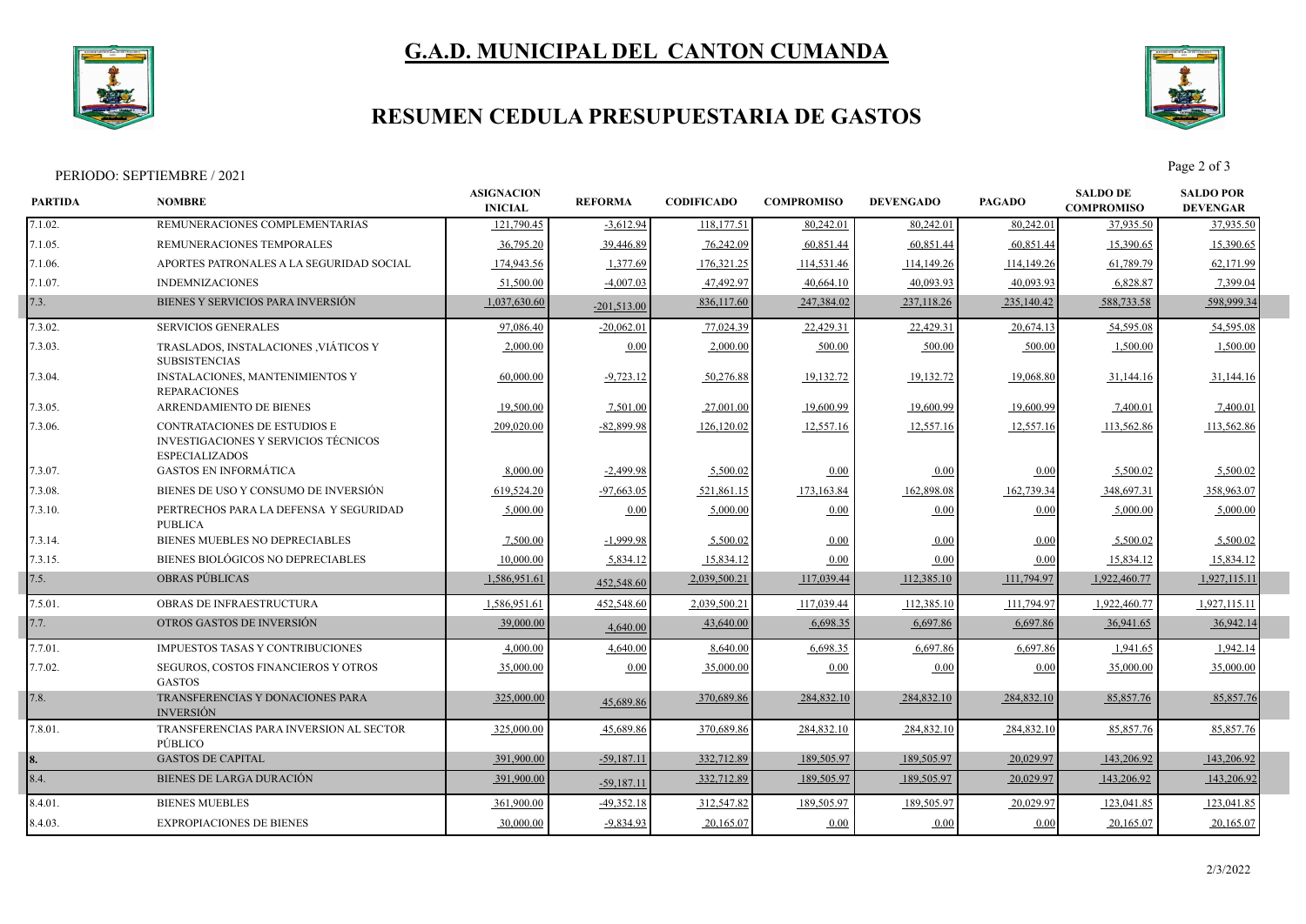# G.A.D. MUNICIPAL DEL CANTON CUMANDA

## RESUMEN CEDULA PRESUPUESTARIA DE GASTOS

PERIODO: SEPTIEMBRE / 2021

| PARTIDA | NOMBRE | ASIGNACION INICIAL | REFORMA | CODIFICADO | COMPROMISO | DEVENGADO | PAGADO | SALDO DE COMPROMISO | SALDO POR DEVENGAR |
|---|---|---|---|---|---|---|---|---|---|
| 7.1.02. | REMUNERACIONES COMPLEMENTARIAS | 121,790.45 | -3,612.94 | 118,177.51 | 80,242.01 | 80,242.01 | 80,242.01 | 37,935.50 | 37,935.50 |
| 7.1.05. | REMUNERACIONES TEMPORALES | 36,795.20 | 39,446.89 | 76,242.09 | 60,851.44 | 60,851.44 | 60,851.44 | 15,390.65 | 15,390.65 |
| 7.1.06. | APORTES PATRONALES A LA SEGURIDAD SOCIAL | 174,943.56 | 1,377.69 | 176,321.25 | 114,531.46 | 114,149.26 | 114,149.26 | 61,789.79 | 62,171.99 |
| 7.1.07. | INDEMNIZACIONES | 51,500.00 | -4,007.03 | 47,492.97 | 40,664.10 | 40,093.93 | 40,093.93 | 6,828.87 | 7,399.04 |
| 7.3. | BIENES Y SERVICIOS PARA INVERSIÓN | 1,037,630.60 | -201,513.00 | 836,117.60 | 247,384.02 | 237,118.26 | 235,140.42 | 588,733.58 | 598,999.34 |
| 7.3.02. | SERVICIOS GENERALES | 97,086.40 | -20,062.01 | 77,024.39 | 22,429.31 | 22,429.31 | 20,674.13 | 54,595.08 | 54,595.08 |
| 7.3.03. | TRASLADOS, INSTALACIONES ,VIÁTICOS Y SUBSISTENCIAS | 2,000.00 | 0.00 | 2,000.00 | 500.00 | 500.00 | 500.00 | 1,500.00 | 1,500.00 |
| 7.3.04. | INSTALACIONES, MANTENIMIENTOS Y REPARACIONES | 60,000.00 | -9,723.12 | 50,276.88 | 19,132.72 | 19,132.72 | 19,068.80 | 31,144.16 | 31,144.16 |
| 7.3.05. | ARRENDAMIENTO DE BIENES | 19,500.00 | 7,501.00 | 27,001.00 | 19,600.99 | 19,600.99 | 19,600.99 | 7,400.01 | 7,400.01 |
| 7.3.06. | CONTRATACIONES DE ESTUDIOS E INVESTIGACIONES Y SERVICIOS TÉCNICOS ESPECIALIZADOS | 209,020.00 | -82,899.98 | 126,120.02 | 12,557.16 | 12,557.16 | 12,557.16 | 113,562.86 | 113,562.86 |
| 7.3.07. | GASTOS EN INFORMÁTICA | 8,000.00 | -2,499.98 | 5,500.02 | 0.00 | 0.00 | 0.00 | 5,500.02 | 5,500.02 |
| 7.3.08. | BIENES DE USO Y CONSUMO DE INVERSIÓN | 619,524.20 | -97,663.05 | 521,861.15 | 173,163.84 | 162,898.08 | 162,739.34 | 348,697.31 | 358,963.07 |
| 7.3.10. | PERTRECHOS PARA LA DEFENSA Y SEGURIDAD PUBLICA | 5,000.00 | 0.00 | 5,000.00 | 0.00 | 0.00 | 0.00 | 5,000.00 | 5,000.00 |
| 7.3.14. | BIENES MUEBLES NO DEPRECIABLES | 7,500.00 | -1,999.98 | 5,500.02 | 0.00 | 0.00 | 0.00 | 5,500.02 | 5,500.02 |
| 7.3.15. | BIENES BIOLÓGICOS NO DEPRECIABLES | 10,000.00 | 5,834.12 | 15,834.12 | 0.00 | 0.00 | 0.00 | 15,834.12 | 15,834.12 |
| 7.5. | OBRAS PÚBLICAS | 1,586,951.61 | 452,548.60 | 2,039,500.21 | 117,039.44 | 112,385.10 | 111,794.97 | 1,922,460.77 | 1,927,115.11 |
| 7.5.01. | OBRAS DE INFRAESTRUCTURA | 1,586,951.61 | 452,548.60 | 2,039,500.21 | 117,039.44 | 112,385.10 | 111,794.97 | 1,922,460.77 | 1,927,115.11 |
| 7.7. | OTROS GASTOS DE INVERSIÓN | 39,000.00 | 4,640.00 | 43,640.00 | 6,698.35 | 6,697.86 | 6,697.86 | 36,941.65 | 36,942.14 |
| 7.7.01. | IMPUESTOS TASAS Y CONTRIBUCIONES | 4,000.00 | 4,640.00 | 8,640.00 | 6,698.35 | 6,697.86 | 6,697.86 | 1,941.65 | 1,942.14 |
| 7.7.02. | SEGUROS, COSTOS FINANCIEROS Y OTROS GASTOS | 35,000.00 | 0.00 | 35,000.00 | 0.00 | 0.00 | 0.00 | 35,000.00 | 35,000.00 |
| 7.8. | TRANSFERENCIAS Y DONACIONES PARA INVERSIÓN | 325,000.00 | 45,689.86 | 370,689.86 | 284,832.10 | 284,832.10 | 284,832.10 | 85,857.76 | 85,857.76 |
| 7.8.01. | TRANSFERENCIAS PARA INVERSION AL SECTOR PÚBLICO | 325,000.00 | 45,689.86 | 370,689.86 | 284,832.10 | 284,832.10 | 284,832.10 | 85,857.76 | 85,857.76 |
| 8. | GASTOS DE CAPITAL | 391,900.00 | -59,187.11 | 332,712.89 | 189,505.97 | 189,505.97 | 20,029.97 | 143,206.92 | 143,206.92 |
| 8.4. | BIENES DE LARGA DURACIÓN | 391,900.00 | -59,187.11 | 332,712.89 | 189,505.97 | 189,505.97 | 20,029.97 | 143,206.92 | 143,206.92 |
| 8.4.01. | BIENES MUEBLES | 361,900.00 | -49,352.18 | 312,547.82 | 189,505.97 | 189,505.97 | 20,029.97 | 123,041.85 | 123,041.85 |
| 8.4.03. | EXPROPIACIONES DE BIENES | 30,000.00 | -9,834.93 | 20,165.07 | 0.00 | 0.00 | 0.00 | 20,165.07 | 20,165.07 |

2/3/2022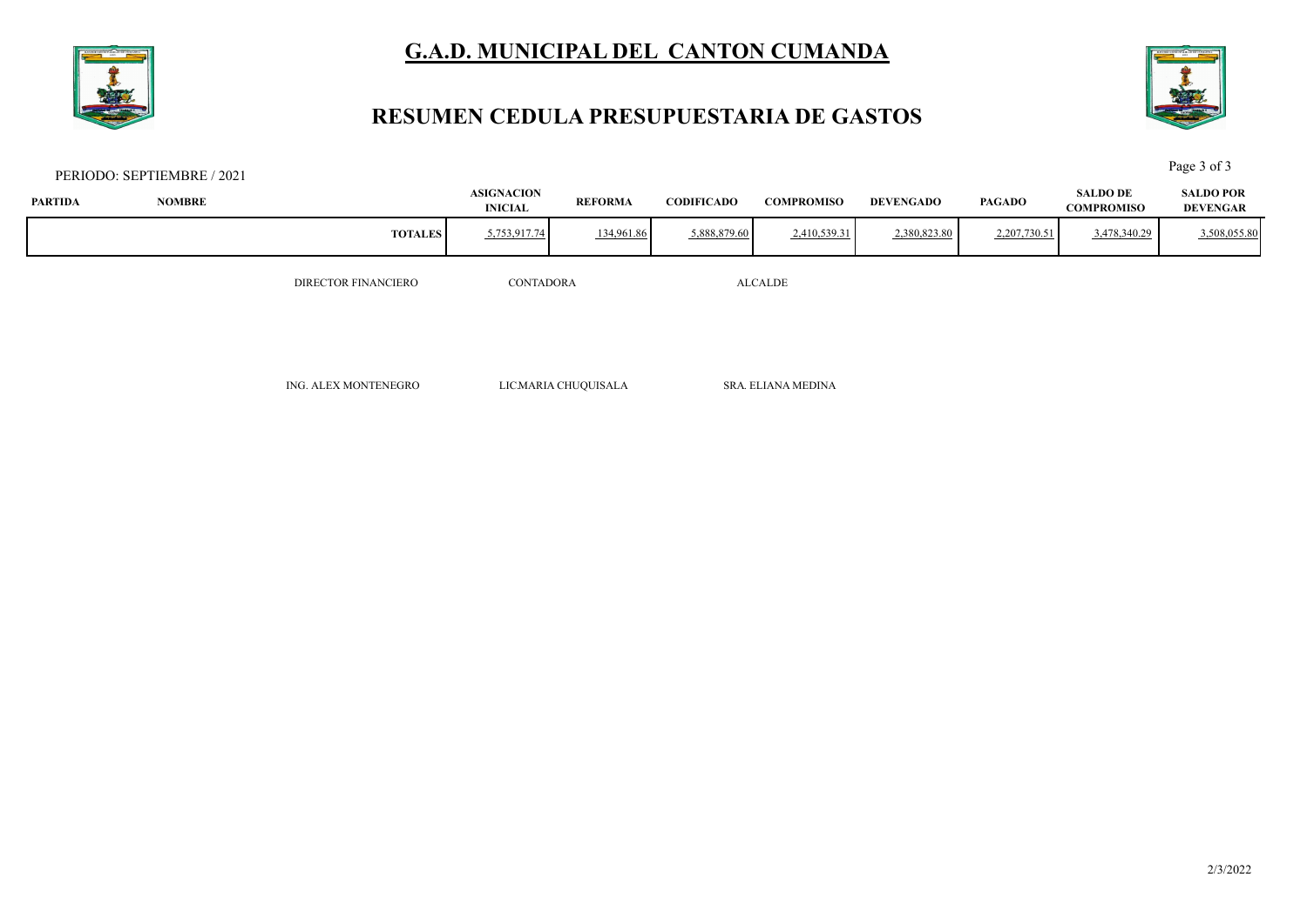# G.A.D. MUNICIPAL DEL CANTON CUMANDA

## RESUMEN CEDULA PRESUPUESTARIA DE GASTOS

PERIODO: SEPTIEMBRE / 2021

| PARTIDA | NOMBRE | ASIGNACION INICIAL | REFORMA | CODIFICADO | COMPROMISO | DEVENGADO | PAGADO | SALDO DE COMPROMISO | SALDO POR DEVENGAR |
|---|---|---|---|---|---|---|---|---|---|
| | TOTALES | 5,753,917.74 | 134,961.86 | 5,888,879.60 | 2,410,539.31 | 2,380,823.80 | 2,207,730.51 | 3,478,340.29 | 3,508,055.80 |

| DIRECTOR FINANCIERO | CONTADORA | ALCALDE |
|---|---|---|
| ING. ALEX MONTENEGRO | LIC.MARIA CHUQUISALA | SRA. ELIANA MEDINA |

2/3/2022